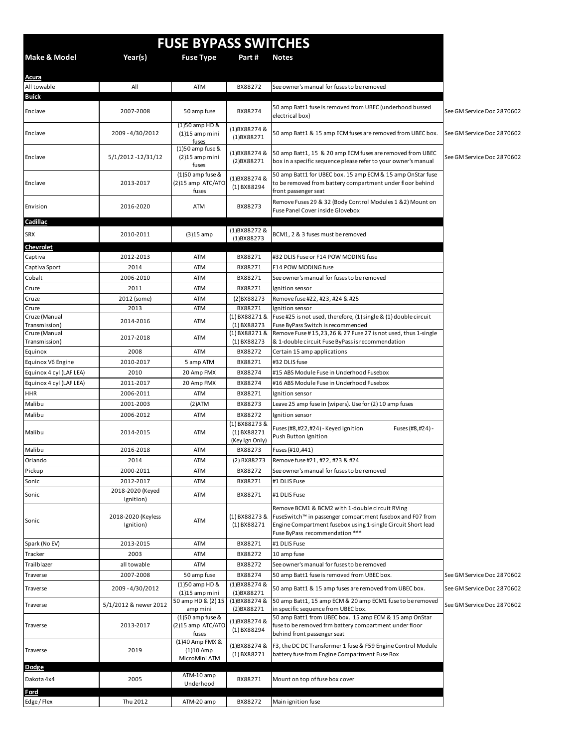# FUSE BYPASS SWITCHES

| Make & Model | Year(s) | Fuse Type | Part # | Notes | |
|---|---|---|---|---|---|
| **Acura** | | | | | |
| All towable | All | ATM | BX88272 | See owner's manual for fuses to be removed | |
| **Buick** | | | | | |
| Enclave | 2007-2008 | 50 amp fuse | BX88274 | 50 amp Batt1 fuse is removed from UBEC (underhood bussed electrical box) | See GM Service Doc 2870602 |
| Enclave | 2009 - 4/30/2012 | (1)50 amp HD & (1)15 amp mini fuses | (1)BX88274 & (1)BX88271 | 50 amp Batt1 & 15 amp ECM fuses are removed from UBEC box. | See GM Service Doc 2870602 |
| Enclave | 5/1/2012 -12/31/12 | (1)50 amp fuse & (2)15 amp mini fuses | (1)BX88274 & (2)BX88271 | 50 amp Batt1, 15 & 20 amp ECM fuses are removed from UBEC box in a specific sequence please refer to your owner's manual | See GM Service Doc 2870602 |
| Enclave | 2013-2017 | (1)50 amp fuse & (2)15 amp ATC/ATO fuses | (1)BX88274 & (1) BX88294 | 50 amp Batt1 for UBEC box. 15 amp ECM & 15 amp OnStar fuse to be removed from battery compartment under floor behind front passenger seat | |
| Envision | 2016-2020 | ATM | BX88273 | Remove Fuses 29 & 32 (Body Control Modules 1 &2) Mount on Fuse Panel Cover inside Glovebox | |
| **Cadillac** | | | | | |
| SRX | 2010-2011 | (3)15 amp | (1)BX88272 & (1)BX88273 | BCM1, 2 & 3 fuses must be removed | |
| **Chevrolet** | | | | | |
| Captiva | 2012-2013 | ATM | BX88271 | #32 DLIS Fuse or F14 POW MODING fuse | |
| Captiva Sport | 2014 | ATM | BX88271 | F14 POW MODING fuse | |
| Cobalt | 2006-2010 | ATM | BX88271 | See owner's manual for fuses to be removed | |
| Cruze | 2011 | ATM | BX88271 | Ignition sensor | |
| Cruze | 2012 (some) | ATM | (2)BX88273 | Remove fuse #22, #23, #24 & #25 | |
| Cruze | 2013 | ATM | BX88271 | Ignition sensor | |
| Cruze (Manual Transmission) | 2014-2016 | ATM | (1) BX88271 & (1) BX88273 | Fuse #25 is not used, therefore, (1) single & (1) double circuit Fuse ByPass Switch is recommended | |
| Cruze (Manual Transmission) | 2017-2018 | ATM | (1) BX88271 & (1) BX88273 | Remove Fuse # 15,23,26 & 27 Fuse 27 is not used, thus 1-single & 1-double circuit Fuse ByPass is recommendation | |
| Equinox | 2008 | ATM | BX88272 | Certain 15 amp applications | |
| Equinox V6 Engine | 2010-2017 | 5 amp ATM | BX88271 | #32 DLIS fuse | |
| Equinox 4 cyl (LAF LEA) | 2010 | 20 Amp FMX | BX88274 | #15 ABS Module Fuse in Underhood Fusebox | |
| Equinox 4 cyl (LAF LEA) | 2011-2017 | 20 Amp FMX | BX88274 | #16 ABS Module Fuse in Underhood Fusebox | |
| HHR | 2006-2011 | ATM | BX88271 | Ignition sensor | |
| Malibu | 2001-2003 | (2)ATM | BX88273 | Leave 25 amp fuse in (wipers). Use for (2) 10 amp fuses | |
| Malibu | 2006-2012 | ATM | BX88272 | Ignition sensor | |
| Malibu | 2014-2015 | ATM | (1) BX88273 & (1) BX88271 (Key Ign Only) | Fuses (#8,#22,#24) - Keyed Ignition Fuses (#8,#24) - Push Button Ignition | |
| Malibu | 2016-2018 | ATM | BX88273 | Fuses (#10,#41) | |
| Orlando | 2014 | ATM | (2) BX88273 | Remove fuse #21, #22, #23 & #24 | |
| Pickup | 2000-2011 | ATM | BX88272 | See owner's manual for fuses to be removed | |
| Sonic | 2012-2017 | ATM | BX88271 | #1 DLIS Fuse | |
| Sonic | 2018-2020 (Keyed Ignition) | ATM | BX88271 | #1 DLIS Fuse | |
| Sonic | 2018-2020 (Keyless Ignition) | ATM | (1) BX88273 & (1) BX88271 | Remove BCM1 & BCM2 with 1-double circuit RVing FuseSwitch™ in passenger compartment fusebox and F07 from Engine Compartment fusebox using 1-single Circuit Short lead Fuse ByPass recommendation *** | |
| Spark (No EV) | 2013-2015 | ATM | BX88271 | #1 DLIS Fuse | |
| Tracker | 2003 | ATM | BX88272 | 10 amp fuse | |
| Trailblazer | all towable | ATM | BX88272 | See owner's manual for fuses to be removed | |
| Traverse | 2007-2008 | 50 amp fuse | BX88274 | 50 amp Batt1 fuse is removed from UBEC box. | See GM Service Doc 2870602 |
| Traverse | 2009 - 4/30/2012 | (1)50 amp HD & (1)15 amp mini | (1)BX88274 & (1)BX88271 | 50 amp Batt1 & 15 amp fuses are removed from UBEC box. | See GM Service Doc 2870602 |
| Traverse | 5/1/2012 & newer 2012 | 50 amp HD & (2) 15 amp mini | (1)BX88274 & (2)BX88271 | 50 amp Batt1, 15 amp ECM & 20 amp ECM1 fuse to be removed in specific sequence from UBEC box. | See GM Service Doc 2870602 |
| Traverse | 2013-2017 | (1)50 amp fuse & (2)15 amp ATC/ATO fuses | (1)BX88274 & (1) BX88294 | 50 amp Batt1 from UBEC box. 15 amp ECM & 15 amp OnStar fuse to be removed frm battery compartment under floor behind front passenger seat | |
| Traverse | 2019 | (1)40 Amp FMX & (1)10 Amp MicroMini ATM | (1)BX88274 & (1) BX88271 | F3, the DC DC Transformer 1 fuse & F59 Engine Control Module battery fuse from Engine Compartment Fuse Box | |
| **Dodge** | | | | | |
| Dakota 4x4 | 2005 | ATM-10 amp Underhood | BX88271 | Mount on top of fuse box cover | |
| **Ford** | | | | | |
| Edge / Flex | Thu 2012 | ATM-20 amp | BX88272 | Main ignition fuse | |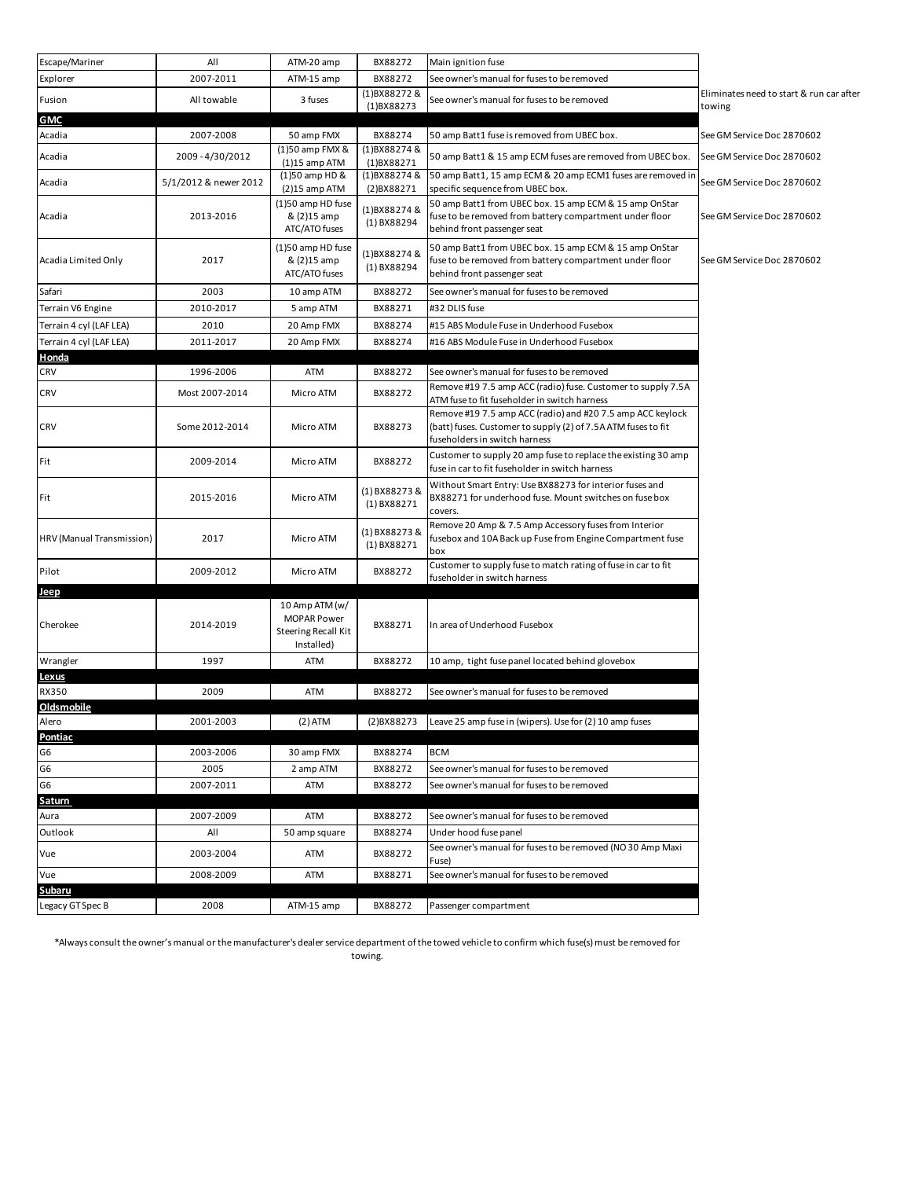| | | | | | |
|---|---|---|---|---|---|
| Escape/Mariner | All | ATM-20 amp | BX88272 | Main ignition fuse | |
| Explorer | 2007-2011 | ATM-15 amp | BX88272 | See owner's manual for fuses to be removed | |
| Fusion | All towable | 3 fuses | (1)BX88272 & (1)BX88273 | See owner's manual for fuses to be removed | Eliminates need to start & run car after towing |
| **GMC** | | | | | |
| Acadia | 2007-2008 | 50 amp FMX | BX88274 | 50 amp Batt1 fuse is removed from UBEC box. | See GM Service Doc 2870602 |
| Acadia | 2009 - 4/30/2012 | (1)50 amp FMX & (1)15 amp ATM | (1)BX88274 & (1)BX88271 | 50 amp Batt1 & 15 amp ECM fuses are removed from UBEC box. | See GM Service Doc 2870602 |
| Acadia | 5/1/2012 & newer 2012 | (1)50 amp HD & (2)15 amp ATM | (1)BX88274 & (2)BX88271 | 50 amp Batt1, 15 amp ECM & 20 amp ECM1 fuses are removed in specific sequence from UBEC box. | See GM Service Doc 2870602 |
| Acadia | 2013-2016 | (1)50 amp HD fuse & (2)15 amp ATC/ATO fuses | (1)BX88274 & (1) BX88294 | 50 amp Batt1 from UBEC box. 15 amp ECM & 15 amp OnStar fuse to be removed from battery compartment under floor behind front passenger seat | See GM Service Doc 2870602 |
| Acadia Limited Only | 2017 | (1)50 amp HD fuse & (2)15 amp ATC/ATO fuses | (1)BX88274 & (1) BX88294 | 50 amp Batt1 from UBEC box. 15 amp ECM & 15 amp OnStar fuse to be removed from battery compartment under floor behind front passenger seat | See GM Service Doc 2870602 |
| Safari | 2003 | 10 amp ATM | BX88272 | See owner's manual for fuses to be removed | |
| Terrain V6 Engine | 2010-2017 | 5 amp ATM | BX88271 | #32 DLIS fuse | |
| Terrain 4 cyl (LAF LEA) | 2010 | 20 Amp FMX | BX88274 | #15 ABS Module Fuse in Underhood Fusebox | |
| Terrain 4 cyl (LAF LEA) | 2011-2017 | 20 Amp FMX | BX88274 | #16 ABS Module Fuse in Underhood Fusebox | |
| **Honda** | | | | | |
| CRV | 1996-2006 | ATM | BX88272 | See owner's manual for fuses to be removed | |
| CRV | Most 2007-2014 | Micro ATM | BX88272 | Remove #19 7.5 amp ACC (radio) fuse. Customer to supply 7.5A ATM fuse to fit fuseholder in switch harness | |
| CRV | Some 2012-2014 | Micro ATM | BX88273 | Remove #19 7.5 amp ACC (radio) and #20 7.5 amp ACC keylock (batt) fuses. Customer to supply (2) of 7.5A ATM fuses to fit fuseholders in switch harness | |
| Fit | 2009-2014 | Micro ATM | BX88272 | Customer to supply 20 amp fuse to replace the existing 30 amp fuse in car to fit fuseholder in switch harness | |
| Fit | 2015-2016 | Micro ATM | (1) BX88273 & (1) BX88271 | Without Smart Entry: Use BX88273 for interior fuses and BX88271 for underhood fuse. Mount switches on fuse box covers. | |
| HRV (Manual Transmission) | 2017 | Micro ATM | (1) BX88273 & (1) BX88271 | Remove 20 Amp & 7.5 Amp Accessory fuses from Interior fusebox and 10A Back up Fuse from Engine Compartment fuse box | |
| Pilot | 2009-2012 | Micro ATM | BX88272 | Customer to supply fuse to match rating of fuse in car to fit fuseholder in switch harness | |
| **Jeep** | | | | | |
| Cherokee | 2014-2019 | 10 Amp ATM (w/ MOPAR Power Steering Recall Kit Installed) | BX88271 | In area of Underhood Fusebox | |
| Wrangler | 1997 | ATM | BX88272 | 10 amp, tight fuse panel located behind glovebox | |
| **Lexus** | | | | | |
| RX350 | 2009 | ATM | BX88272 | See owner's manual for fuses to be removed | |
| **Oldsmobile** | | | | | |
| Alero | 2001-2003 | (2) ATM | (2)BX88273 | Leave 25 amp fuse in (wipers). Use for (2) 10 amp fuses | |
| **Pontiac** | | | | | |
| G6 | 2003-2006 | 30 amp FMX | BX88274 | BCM | |
| G6 | 2005 | 2 amp ATM | BX88272 | See owner's manual for fuses to be removed | |
| G6 | 2007-2011 | ATM | BX88272 | See owner's manual for fuses to be removed | |
| **Saturn** | | | | | |
| Aura | 2007-2009 | ATM | BX88272 | See owner's manual for fuses to be removed | |
| Outlook | All | 50 amp square | BX88274 | Under hood fuse panel | |
| Vue | 2003-2004 | ATM | BX88272 | See owner's manual for fuses to be removed (NO 30 Amp Maxi Fuse) | |
| Vue | 2008-2009 | ATM | BX88271 | See owner's manual for fuses to be removed | |
| **Subaru** | | | | | |
| Legacy GT Spec B | 2008 | ATM-15 amp | BX88272 | Passenger compartment | |

*Always consult the owner's manual or the manufacturer's dealer service department of the towed vehicle to confirm which fuse(s) must be removed for towing.